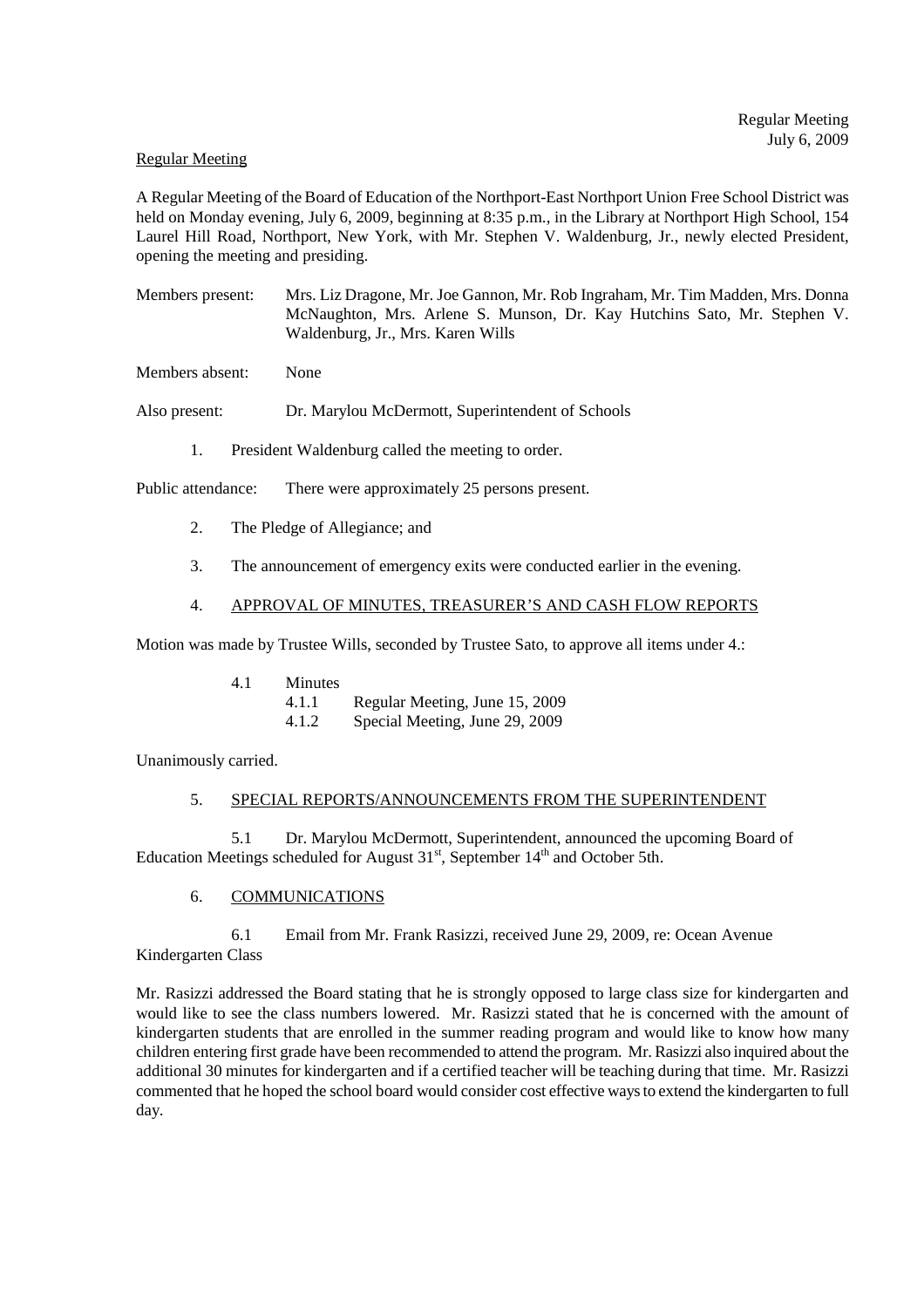Regular Meeting

A Regular Meeting of the Board of Education of the Northport-East Northport Union Free School District was held on Monday evening, July 6, 2009, beginning at 8:35 p.m., in the Library at Northport High School, 154 Laurel Hill Road, Northport, New York, with Mr. Stephen V. Waldenburg, Jr., newly elected President, opening the meeting and presiding.

Members present: Mrs. Liz Dragone, Mr. Joe Gannon, Mr. Rob Ingraham, Mr. Tim Madden, Mrs. Donna McNaughton, Mrs. Arlene S. Munson, Dr. Kay Hutchins Sato, Mr. Stephen V. Waldenburg, Jr., Mrs. Karen Wills

Members absent: None

Also present: Dr. Marylou McDermott, Superintendent of Schools

1. President Waldenburg called the meeting to order.

Public attendance: There were approximately 25 persons present.

2. The Pledge of Allegiance; and

3. The announcement of emergency exits were conducted earlier in the evening.

4. APPROVAL OF MINUTES, TREASURER'S AND CASH FLOW REPORTS

Motion was made by Trustee Wills, seconded by Trustee Sato, to approve all items under 4.:

- 4.1 Minutes
  - 4.1.1 Regular Meeting, June 15, 2009
  - 4.1.2 Special Meeting, June 29, 2009

Unanimously carried.

5. SPECIAL REPORTS/ANNOUNCEMENTS FROM THE SUPERINTENDENT

5.1 Dr. Marylou McDermott, Superintendent, announced the upcoming Board of Education Meetings scheduled for August 31st, September 14th and October 5th.

6. COMMUNICATIONS

6.1 Email from Mr. Frank Rasizzi, received June 29, 2009, re: Ocean Avenue Kindergarten Class

Mr. Rasizzi addressed the Board stating that he is strongly opposed to large class size for kindergarten and would like to see the class numbers lowered. Mr. Rasizzi stated that he is concerned with the amount of kindergarten students that are enrolled in the summer reading program and would like to know how many children entering first grade have been recommended to attend the program. Mr. Rasizzi also inquired about the additional 30 minutes for kindergarten and if a certified teacher will be teaching during that time. Mr. Rasizzi commented that he hoped the school board would consider cost effective ways to extend the kindergarten to full day.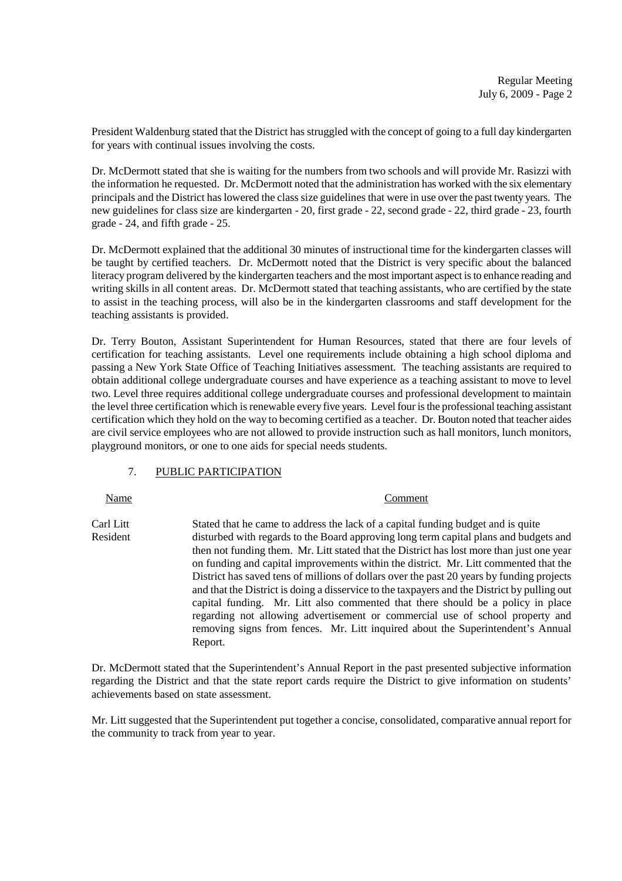President Waldenburg stated that the District has struggled with the concept of going to a full day kindergarten for years with continual issues involving the costs.

Dr. McDermott stated that she is waiting for the numbers from two schools and will provide Mr. Rasizzi with the information he requested. Dr. McDermott noted that the administration has worked with the six elementary principals and the District has lowered the class size guidelines that were in use over the past twenty years. The new guidelines for class size are kindergarten - 20, first grade - 22, second grade - 22, third grade - 23, fourth grade - 24, and fifth grade - 25.

Dr. McDermott explained that the additional 30 minutes of instructional time for the kindergarten classes will be taught by certified teachers. Dr. McDermott noted that the District is very specific about the balanced literacy program delivered by the kindergarten teachers and the most important aspect is to enhance reading and writing skills in all content areas. Dr. McDermott stated that teaching assistants, who are certified by the state to assist in the teaching process, will also be in the kindergarten classrooms and staff development for the teaching assistants is provided.

Dr. Terry Bouton, Assistant Superintendent for Human Resources, stated that there are four levels of certification for teaching assistants. Level one requirements include obtaining a high school diploma and passing a New York State Office of Teaching Initiatives assessment. The teaching assistants are required to obtain additional college undergraduate courses and have experience as a teaching assistant to move to level two. Level three requires additional college undergraduate courses and professional development to maintain the level three certification which is renewable every five years. Level four is the professional teaching assistant certification which they hold on the way to becoming certified as a teacher. Dr. Bouton noted that teacher aides are civil service employees who are not allowed to provide instruction such as hall monitors, lunch monitors, playground monitors, or one to one aids for special needs students.

7. PUBLIC PARTICIPATION

| Name | Comment |
|---|---|
| Carl Litt<br>Resident | Stated that he came to address the lack of a capital funding budget and is quite disturbed with regards to the Board approving long term capital plans and budgets and then not funding them. Mr. Litt stated that the District has lost more than just one year on funding and capital improvements within the district. Mr. Litt commented that the District has saved tens of millions of dollars over the past 20 years by funding projects and that the District is doing a disservice to the taxpayers and the District by pulling out capital funding. Mr. Litt also commented that there should be a policy in place regarding not allowing advertisement or commercial use of school property and removing signs from fences. Mr. Litt inquired about the Superintendent's Annual Report. |

Dr. McDermott stated that the Superintendent's Annual Report in the past presented subjective information regarding the District and that the state report cards require the District to give information on students' achievements based on state assessment.

Mr. Litt suggested that the Superintendent put together a concise, consolidated, comparative annual report for the community to track from year to year.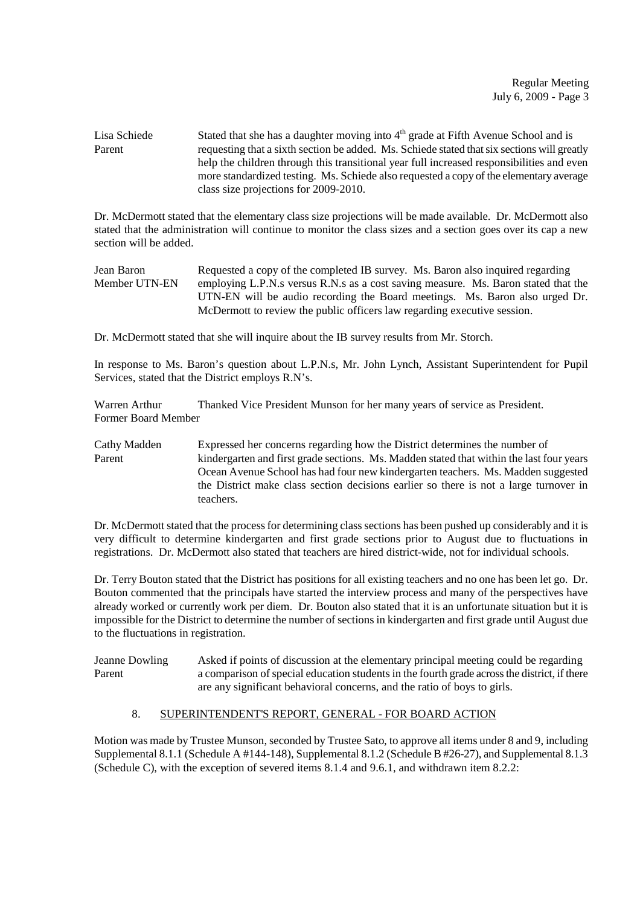Lisa Schiede
Parent

Stated that she has a daughter moving into 4th grade at Fifth Avenue School and is requesting that a sixth section be added. Ms. Schiede stated that six sections will greatly help the children through this transitional year full increased responsibilities and even more standardized testing. Ms. Schiede also requested a copy of the elementary average class size projections for 2009-2010.

Dr. McDermott stated that the elementary class size projections will be made available. Dr. McDermott also stated that the administration will continue to monitor the class sizes and a section goes over its cap a new section will be added.

Jean Baron
Member UTN-EN

Requested a copy of the completed IB survey. Ms. Baron also inquired regarding employing L.P.N.s versus R.N.s as a cost saving measure. Ms. Baron stated that the UTN-EN will be audio recording the Board meetings. Ms. Baron also urged Dr. McDermott to review the public officers law regarding executive session.

Dr. McDermott stated that she will inquire about the IB survey results from Mr. Storch.

In response to Ms. Baron's question about L.P.N.s, Mr. John Lynch, Assistant Superintendent for Pupil Services, stated that the District employs R.N's.

Warren Arthur
Former Board Member

Thanked Vice President Munson for her many years of service as President.

Cathy Madden
Parent

Expressed her concerns regarding how the District determines the number of kindergarten and first grade sections. Ms. Madden stated that within the last four years Ocean Avenue School has had four new kindergarten teachers. Ms. Madden suggested the District make class section decisions earlier so there is not a large turnover in teachers.

Dr. McDermott stated that the process for determining class sections has been pushed up considerably and it is very difficult to determine kindergarten and first grade sections prior to August due to fluctuations in registrations. Dr. McDermott also stated that teachers are hired district-wide, not for individual schools.

Dr. Terry Bouton stated that the District has positions for all existing teachers and no one has been let go. Dr. Bouton commented that the principals have started the interview process and many of the perspectives have already worked or currently work per diem. Dr. Bouton also stated that it is an unfortunate situation but it is impossible for the District to determine the number of sections in kindergarten and first grade until August due to the fluctuations in registration.

Jeanne Dowling
Parent

Asked if points of discussion at the elementary principal meeting could be regarding a comparison of special education students in the fourth grade across the district, if there are any significant behavioral concerns, and the ratio of boys to girls.

## 8. SUPERINTENDENT'S REPORT, GENERAL - FOR BOARD ACTION

Motion was made by Trustee Munson, seconded by Trustee Sato, to approve all items under 8 and 9, including Supplemental 8.1.1 (Schedule A #144-148), Supplemental 8.1.2 (Schedule B #26-27), and Supplemental 8.1.3 (Schedule C), with the exception of severed items 8.1.4 and 9.6.1, and withdrawn item 8.2.2: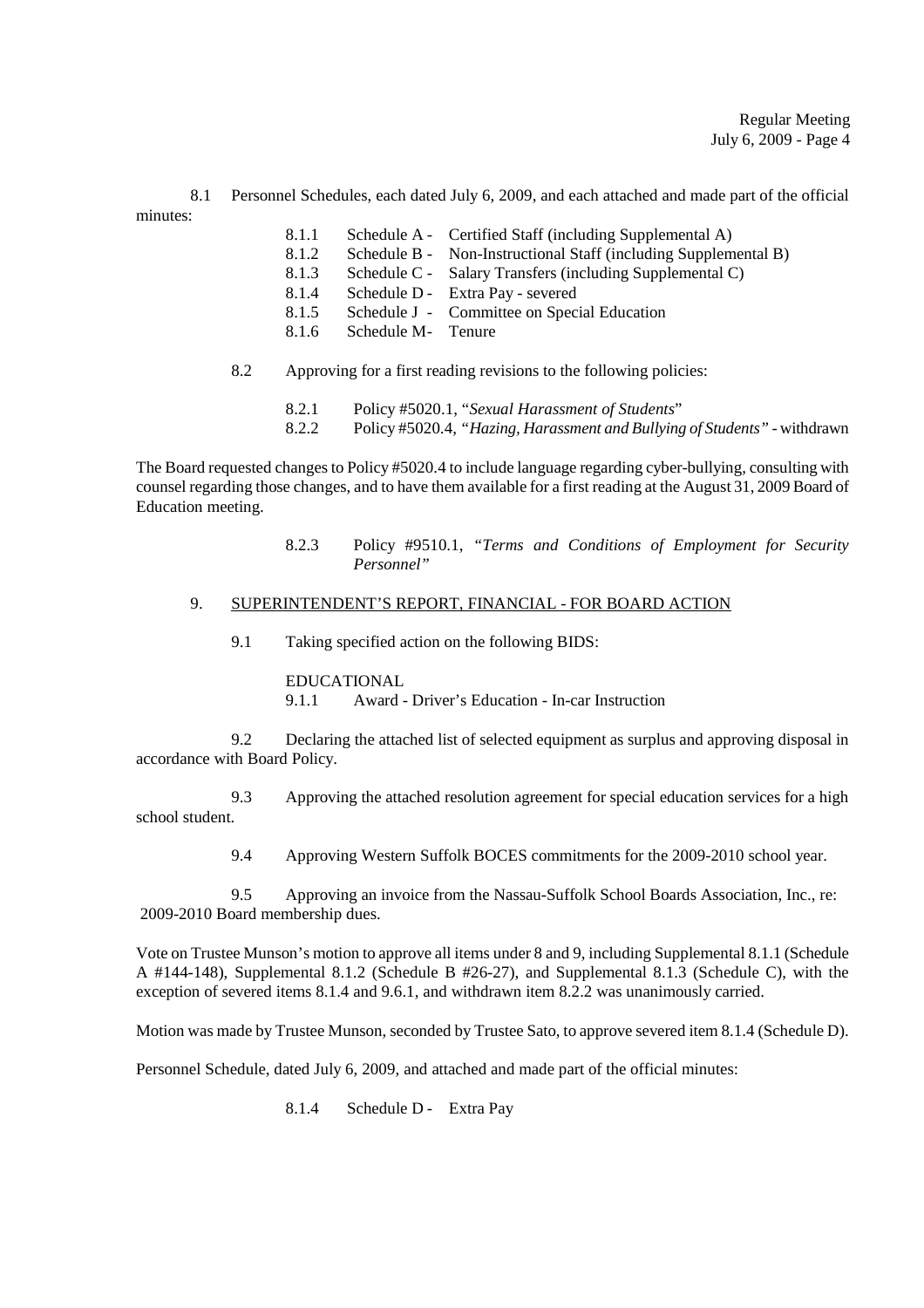8.1 Personnel Schedules, each dated July 6, 2009, and each attached and made part of the official minutes:

- 8.1.1 Schedule A - Certified Staff (including Supplemental A)
- 8.1.2 Schedule B - Non-Instructional Staff (including Supplemental B)
- 8.1.3 Schedule C - Salary Transfers (including Supplemental C)
- 8.1.4 Schedule D - Extra Pay - severed
- 8.1.5 Schedule J - Committee on Special Education
- 8.1.6 Schedule M- Tenure

8.2 Approving for a first reading revisions to the following policies:

- 8.2.1 Policy #5020.1, "*Sexual Harassment of Students*"
- 8.2.2 Policy #5020.4, *"Hazing, Harassment and Bullying of Students"* - withdrawn

The Board requested changes to Policy #5020.4 to include language regarding cyber-bullying, consulting with counsel regarding those changes, and to have them available for a first reading at the August 31, 2009 Board of Education meeting.

- 8.2.3 Policy #9510.1, *"Terms and Conditions of Employment for Security Personnel"*

9. SUPERINTENDENT'S REPORT, FINANCIAL - FOR BOARD ACTION

9.1 Taking specified action on the following BIDS:

EDUCATIONAL
9.1.1 Award - Driver's Education - In-car Instruction

9.2 Declaring the attached list of selected equipment as surplus and approving disposal in accordance with Board Policy.

9.3 Approving the attached resolution agreement for special education services for a high school student.

9.4 Approving Western Suffolk BOCES commitments for the 2009-2010 school year.

9.5 Approving an invoice from the Nassau-Suffolk School Boards Association, Inc., re: 2009-2010 Board membership dues.

Vote on Trustee Munson's motion to approve all items under 8 and 9, including Supplemental 8.1.1 (Schedule A #144-148), Supplemental 8.1.2 (Schedule B #26-27), and Supplemental 8.1.3 (Schedule C), with the exception of severed items 8.1.4 and 9.6.1, and withdrawn item 8.2.2 was unanimously carried.

Motion was made by Trustee Munson, seconded by Trustee Sato, to approve severed item 8.1.4 (Schedule D).

Personnel Schedule, dated July 6, 2009, and attached and made part of the official minutes:

8.1.4 Schedule D - Extra Pay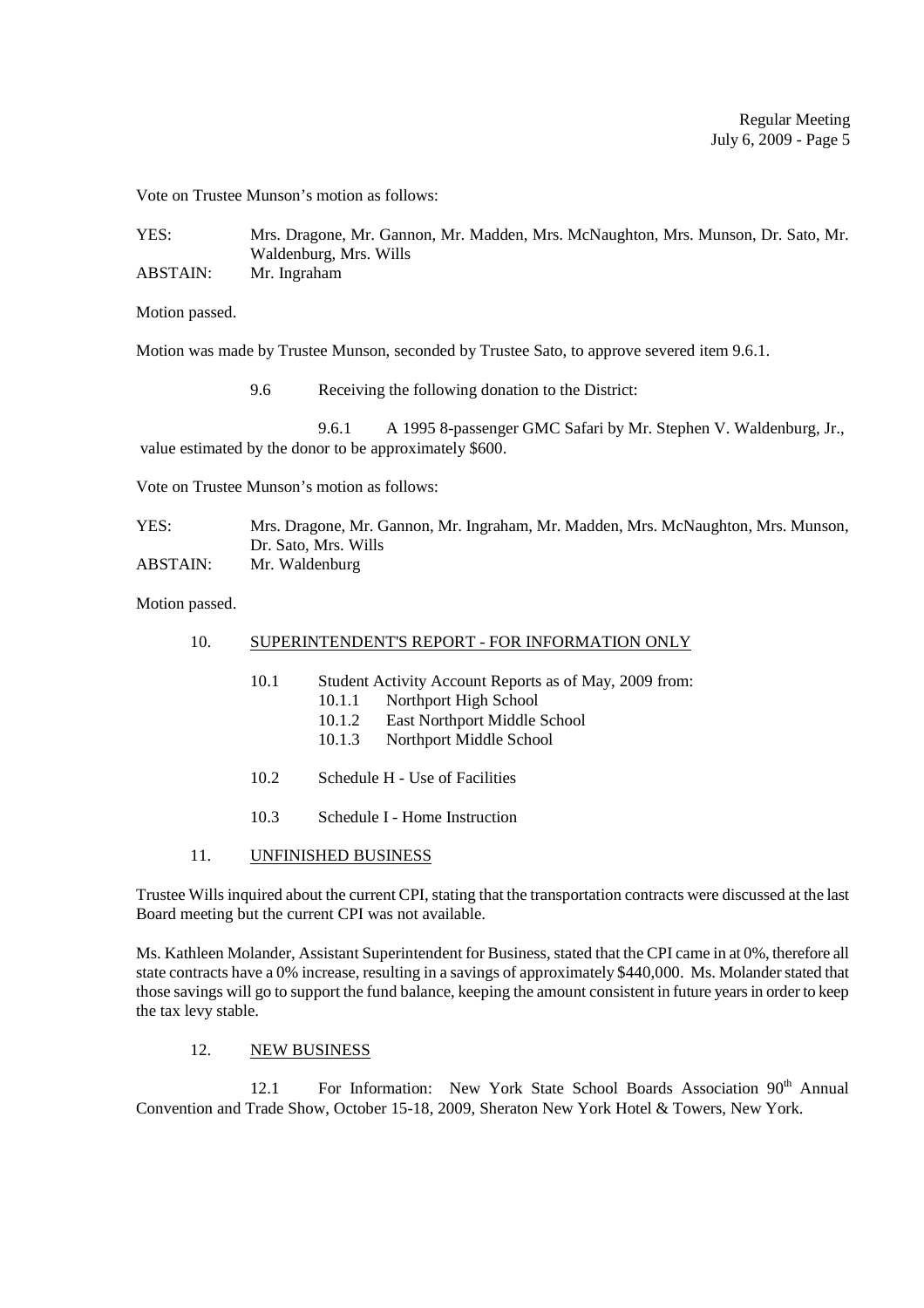Vote on Trustee Munson's motion as follows:

YES: Mrs. Dragone, Mr. Gannon, Mr. Madden, Mrs. McNaughton, Mrs. Munson, Dr. Sato, Mr. Waldenburg, Mrs. Wills
ABSTAIN: Mr. Ingraham

Motion passed.

Motion was made by Trustee Munson, seconded by Trustee Sato, to approve severed item 9.6.1.

9.6 Receiving the following donation to the District:

9.6.1 A 1995 8-passenger GMC Safari by Mr. Stephen V. Waldenburg, Jr., value estimated by the donor to be approximately $600.

Vote on Trustee Munson's motion as follows:

YES: Mrs. Dragone, Mr. Gannon, Mr. Ingraham, Mr. Madden, Mrs. McNaughton, Mrs. Munson, Dr. Sato, Mrs. Wills
ABSTAIN: Mr. Waldenburg

Motion passed.

10. SUPERINTENDENT'S REPORT - FOR INFORMATION ONLY

- 10.1 Student Activity Account Reports as of May, 2009 from:
  - 10.1.1 Northport High School
  - 10.1.2 East Northport Middle School
  - 10.1.3 Northport Middle School
- 10.2 Schedule H - Use of Facilities
- 10.3 Schedule I - Home Instruction

11. UNFINISHED BUSINESS

Trustee Wills inquired about the current CPI, stating that the transportation contracts were discussed at the last Board meeting but the current CPI was not available.

Ms. Kathleen Molander, Assistant Superintendent for Business, stated that the CPI came in at 0%, therefore all state contracts have a 0% increase, resulting in a savings of approximately $440,000. Ms. Molander stated that those savings will go to support the fund balance, keeping the amount consistent in future years in order to keep the tax levy stable.

12. NEW BUSINESS

12.1 For Information: New York State School Boards Association 90th Annual Convention and Trade Show, October 15-18, 2009, Sheraton New York Hotel & Towers, New York.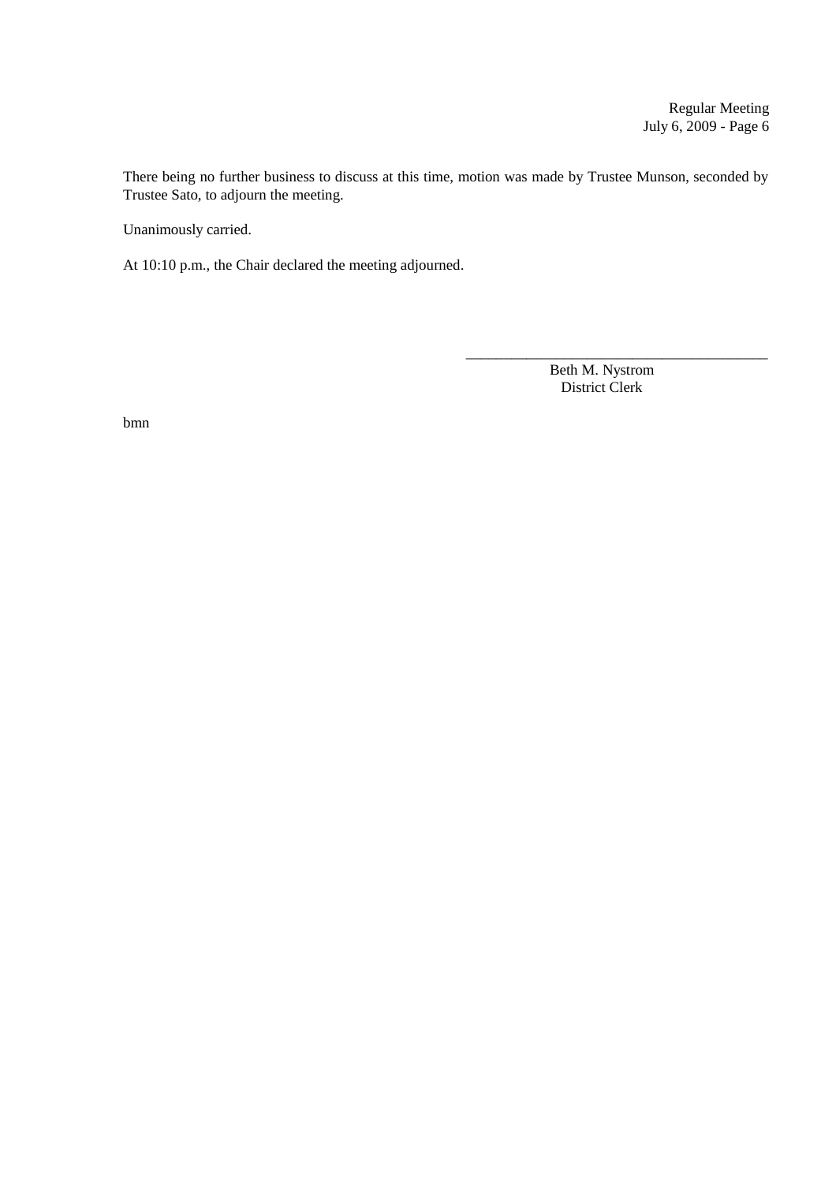There being no further business to discuss at this time, motion was made by Trustee Munson, seconded by Trustee Sato, to adjourn the meeting.

Unanimously carried.

At 10:10 p.m., the Chair declared the meeting adjourned.

\_\_\_\_\_\_\_\_\_\_\_\_\_\_\_\_\_\_\_\_\_\_\_\_\_\_\_\_\_\_\_\_\_\_\_\_\_\_\_\_

Beth M. Nystrom
District Clerk

bmn